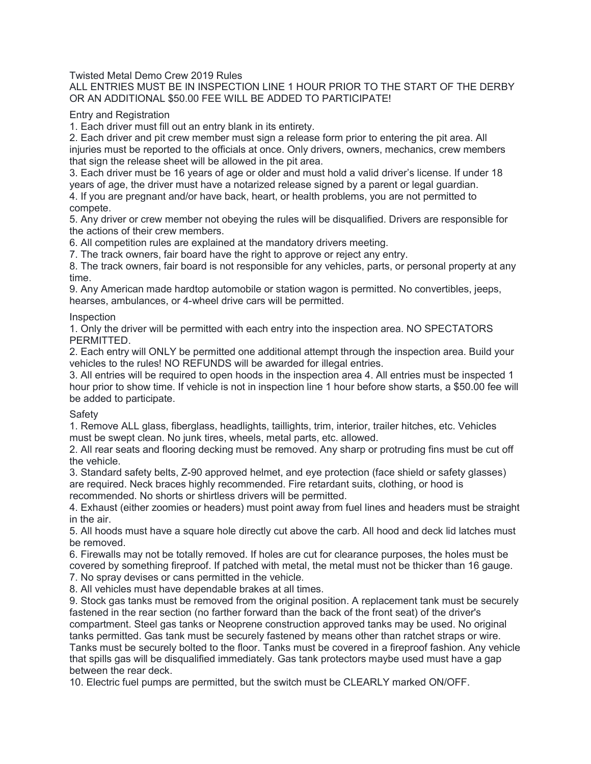# Twisted Metal Demo Crew 2019 Rules

ALL ENTRIES MUST BE IN INSPECTION LINE 1 HOUR PRIOR TO THE START OF THE DERBY OR AN ADDITIONAL $50.00 FEE WILL BE ADDED TO PARTICIPATE!

## Entry and Registration

1. Each driver must fill out an entry blank in its entirety.
2. Each driver and pit crew member must sign a release form prior to entering the pit area. All injuries must be reported to the officials at once. Only drivers, owners, mechanics, crew members that sign the release sheet will be allowed in the pit area.
3. Each driver must be 16 years of age or older and must hold a valid driver's license. If under 18 years of age, the driver must have a notarized release signed by a parent or legal guardian.
4. If you are pregnant and/or have back, heart, or health problems, you are not permitted to compete.
5. Any driver or crew member not obeying the rules will be disqualified. Drivers are responsible for the actions of their crew members.
6. All competition rules are explained at the mandatory drivers meeting.
7. The track owners, fair board have the right to approve or reject any entry.
8. The track owners, fair board is not responsible for any vehicles, parts, or personal property at any time.
9. Any American made hardtop automobile or station wagon is permitted. No convertibles, jeeps, hearses, ambulances, or 4-wheel drive cars will be permitted.

## Inspection

1. Only the driver will be permitted with each entry into the inspection area. NO SPECTATORS PERMITTED.
2. Each entry will ONLY be permitted one additional attempt through the inspection area. Build your vehicles to the rules! NO REFUNDS will be awarded for illegal entries.
3. All entries will be required to open hoods in the inspection area 4. All entries must be inspected 1 hour prior to show time. If vehicle is not in inspection line 1 hour before show starts, a $50.00 fee will be added to participate.

## Safety

1. Remove ALL glass, fiberglass, headlights, taillights, trim, interior, trailer hitches, etc. Vehicles must be swept clean. No junk tires, wheels, metal parts, etc. allowed.
2. All rear seats and flooring decking must be removed. Any sharp or protruding fins must be cut off the vehicle.
3. Standard safety belts, Z-90 approved helmet, and eye protection (face shield or safety glasses) are required. Neck braces highly recommended. Fire retardant suits, clothing, or hood is recommended. No shorts or shirtless drivers will be permitted.
4. Exhaust (either zoomies or headers) must point away from fuel lines and headers must be straight in the air.
5. All hoods must have a square hole directly cut above the carb. All hood and deck lid latches must be removed.
6. Firewalls may not be totally removed. If holes are cut for clearance purposes, the holes must be covered by something fireproof. If patched with metal, the metal must not be thicker than 16 gauge.
7. No spray devises or cans permitted in the vehicle.
8. All vehicles must have dependable brakes at all times.
9. Stock gas tanks must be removed from the original position. A replacement tank must be securely fastened in the rear section (no farther forward than the back of the front seat) of the driver's compartment. Steel gas tanks or Neoprene construction approved tanks may be used. No original tanks permitted. Gas tank must be securely fastened by means other than ratchet straps or wire. Tanks must be securely bolted to the floor. Tanks must be covered in a fireproof fashion. Any vehicle that spills gas will be disqualified immediately. Gas tank protectors maybe used must have a gap between the rear deck.
10. Electric fuel pumps are permitted, but the switch must be CLEARLY marked ON/OFF.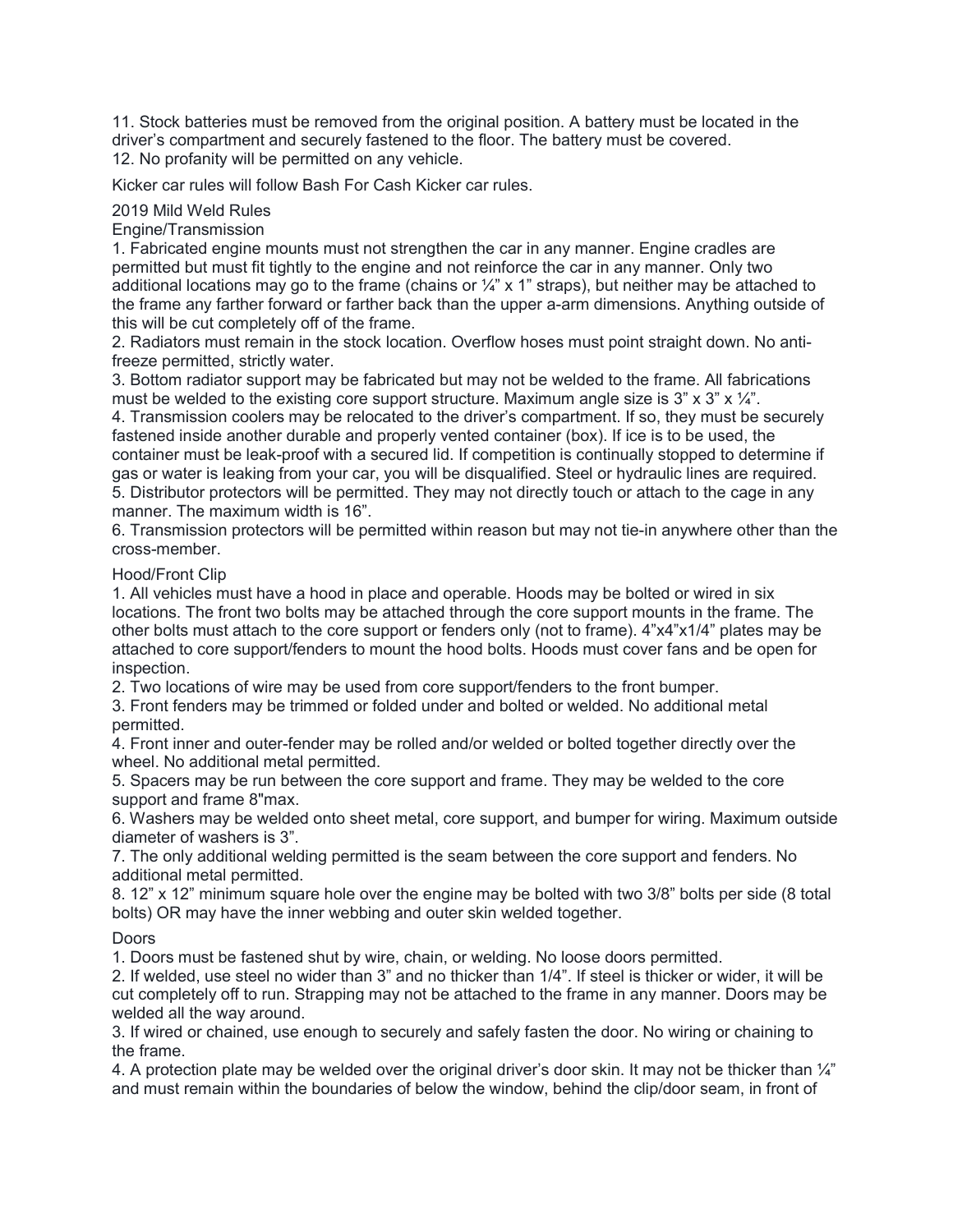11. Stock batteries must be removed from the original position. A battery must be located in the driver's compartment and securely fastened to the floor. The battery must be covered.
12. No profanity will be permitted on any vehicle.

Kicker car rules will follow Bash For Cash Kicker car rules.

## 2019 Mild Weld Rules

### Engine/Transmission

1. Fabricated engine mounts must not strengthen the car in any manner. Engine cradles are permitted but must fit tightly to the engine and not reinforce the car in any manner. Only two additional locations may go to the frame (chains or ¼" x 1" straps), but neither may be attached to the frame any farther forward or farther back than the upper a-arm dimensions. Anything outside of this will be cut completely off of the frame.
2. Radiators must remain in the stock location. Overflow hoses must point straight down. No anti-freeze permitted, strictly water.
3. Bottom radiator support may be fabricated but may not be welded to the frame. All fabrications must be welded to the existing core support structure. Maximum angle size is 3" x 3" x ¼".
4. Transmission coolers may be relocated to the driver's compartment. If so, they must be securely fastened inside another durable and properly vented container (box). If ice is to be used, the container must be leak-proof with a secured lid. If competition is continually stopped to determine if gas or water is leaking from your car, you will be disqualified. Steel or hydraulic lines are required.
5. Distributor protectors will be permitted. They may not directly touch or attach to the cage in any manner. The maximum width is 16".
6. Transmission protectors will be permitted within reason but may not tie-in anywhere other than the cross-member.

### Hood/Front Clip

1. All vehicles must have a hood in place and operable. Hoods may be bolted or wired in six locations. The front two bolts may be attached through the core support mounts in the frame. The other bolts must attach to the core support or fenders only (not to frame). 4"x4"x1/4" plates may be attached to core support/fenders to mount the hood bolts. Hoods must cover fans and be open for inspection.
2. Two locations of wire may be used from core support/fenders to the front bumper.
3. Front fenders may be trimmed or folded under and bolted or welded. No additional metal permitted.
4. Front inner and outer-fender may be rolled and/or welded or bolted together directly over the wheel. No additional metal permitted.
5. Spacers may be run between the core support and frame. They may be welded to the core support and frame 8"max.
6. Washers may be welded onto sheet metal, core support, and bumper for wiring. Maximum outside diameter of washers is 3".
7. The only additional welding permitted is the seam between the core support and fenders. No additional metal permitted.
8. 12" x 12" minimum square hole over the engine may be bolted with two 3/8" bolts per side (8 total bolts) OR may have the inner webbing and outer skin welded together.

### Doors

1. Doors must be fastened shut by wire, chain, or welding. No loose doors permitted.
2. If welded, use steel no wider than 3" and no thicker than 1/4". If steel is thicker or wider, it will be cut completely off to run. Strapping may not be attached to the frame in any manner. Doors may be welded all the way around.
3. If wired or chained, use enough to securely and safely fasten the door. No wiring or chaining to the frame.
4. A protection plate may be welded over the original driver's door skin. It may not be thicker than ¼" and must remain within the boundaries of below the window, behind the clip/door seam, in front of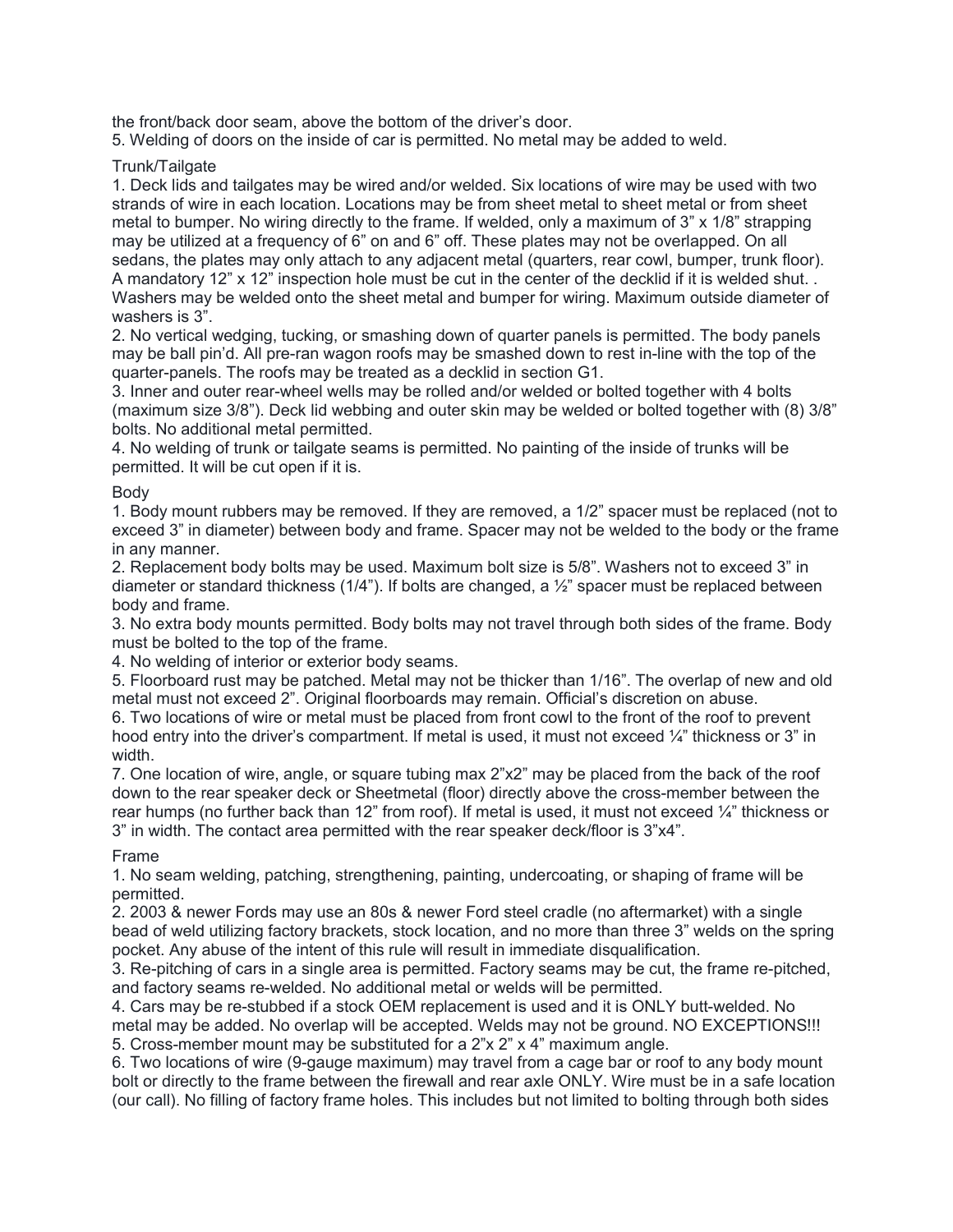the front/back door seam, above the bottom of the driver's door.

5. Welding of doors on the inside of car is permitted. No metal may be added to weld.

### Trunk/Tailgate

1. Deck lids and tailgates may be wired and/or welded. Six locations of wire may be used with two strands of wire in each location. Locations may be from sheet metal to sheet metal or from sheet metal to bumper. No wiring directly to the frame. If welded, only a maximum of 3" x 1/8" strapping may be utilized at a frequency of 6" on and 6" off. These plates may not be overlapped. On all sedans, the plates may only attach to any adjacent metal (quarters, rear cowl, bumper, trunk floor). A mandatory 12" x 12" inspection hole must be cut in the center of the decklid if it is welded shut. . Washers may be welded onto the sheet metal and bumper for wiring. Maximum outside diameter of washers is 3".
2. No vertical wedging, tucking, or smashing down of quarter panels is permitted. The body panels may be ball pin'd. All pre-ran wagon roofs may be smashed down to rest in-line with the top of the quarter-panels. The roofs may be treated as a decklid in section G1.
3. Inner and outer rear-wheel wells may be rolled and/or welded or bolted together with 4 bolts (maximum size 3/8"). Deck lid webbing and outer skin may be welded or bolted together with (8) 3/8" bolts. No additional metal permitted.
4. No welding of trunk or tailgate seams is permitted. No painting of the inside of trunks will be permitted. It will be cut open if it is.

### Body

1. Body mount rubbers may be removed. If they are removed, a 1/2" spacer must be replaced (not to exceed 3" in diameter) between body and frame. Spacer may not be welded to the body or the frame in any manner.
2. Replacement body bolts may be used. Maximum bolt size is 5/8". Washers not to exceed 3" in diameter or standard thickness (1/4"). If bolts are changed, a ½" spacer must be replaced between body and frame.
3. No extra body mounts permitted. Body bolts may not travel through both sides of the frame. Body must be bolted to the top of the frame.
4. No welding of interior or exterior body seams.
5. Floorboard rust may be patched. Metal may not be thicker than 1/16". The overlap of new and old metal must not exceed 2". Original floorboards may remain. Official's discretion on abuse.
6. Two locations of wire or metal must be placed from front cowl to the front of the roof to prevent hood entry into the driver's compartment. If metal is used, it must not exceed ¼" thickness or 3" in width.
7. One location of wire, angle, or square tubing max 2"x2" may be placed from the back of the roof down to the rear speaker deck or Sheetmetal (floor) directly above the cross-member between the rear humps (no further back than 12" from roof). If metal is used, it must not exceed ¼" thickness or 3" in width. The contact area permitted with the rear speaker deck/floor is 3"x4".

### Frame

1. No seam welding, patching, strengthening, painting, undercoating, or shaping of frame will be permitted.
2. 2003 & newer Fords may use an 80s & newer Ford steel cradle (no aftermarket) with a single bead of weld utilizing factory brackets, stock location, and no more than three 3" welds on the spring pocket. Any abuse of the intent of this rule will result in immediate disqualification.
3. Re-pitching of cars in a single area is permitted. Factory seams may be cut, the frame re-pitched, and factory seams re-welded. No additional metal or welds will be permitted.
4. Cars may be re-stubbed if a stock OEM replacement is used and it is ONLY butt-welded. No metal may be added. No overlap will be accepted. Welds may not be ground. NO EXCEPTIONS!!!
5. Cross-member mount may be substituted for a 2"x 2" x 4" maximum angle.
6. Two locations of wire (9-gauge maximum) may travel from a cage bar or roof to any body mount bolt or directly to the frame between the firewall and rear axle ONLY. Wire must be in a safe location (our call). No filling of factory frame holes. This includes but not limited to bolting through both sides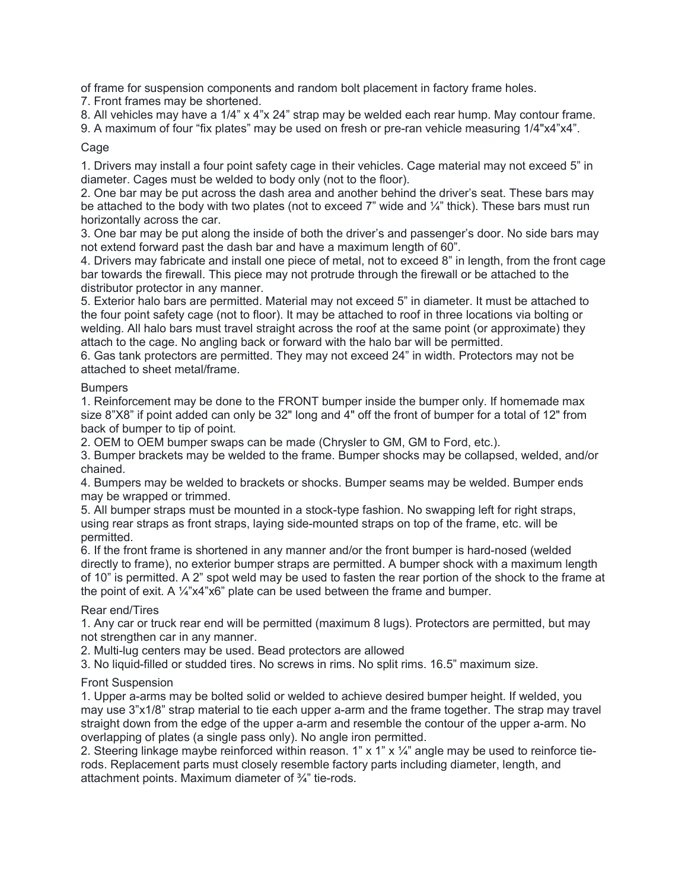of frame for suspension components and random bolt placement in factory frame holes.

7. Front frames may be shortened.
8. All vehicles may have a 1/4" x 4"x 24" strap may be welded each rear hump. May contour frame.
9. A maximum of four "fix plates" may be used on fresh or pre-ran vehicle measuring 1/4"x4"x4".

## Cage

1. Drivers may install a four point safety cage in their vehicles. Cage material may not exceed 5" in diameter. Cages must be welded to body only (not to the floor).
2. One bar may be put across the dash area and another behind the driver's seat. These bars may be attached to the body with two plates (not to exceed 7" wide and ¼" thick). These bars must run horizontally across the car.
3. One bar may be put along the inside of both the driver's and passenger's door. No side bars may not extend forward past the dash bar and have a maximum length of 60".
4. Drivers may fabricate and install one piece of metal, not to exceed 8" in length, from the front cage bar towards the firewall. This piece may not protrude through the firewall or be attached to the distributor protector in any manner.
5. Exterior halo bars are permitted. Material may not exceed 5" in diameter. It must be attached to the four point safety cage (not to floor). It may be attached to roof in three locations via bolting or welding. All halo bars must travel straight across the roof at the same point (or approximate) they attach to the cage. No angling back or forward with the halo bar will be permitted.
6. Gas tank protectors are permitted. They may not exceed 24" in width. Protectors may not be attached to sheet metal/frame.

## Bumpers

1. Reinforcement may be done to the FRONT bumper inside the bumper only. If homemade max size 8"X8" if point added can only be 32" long and 4" off the front of bumper for a total of 12" from back of bumper to tip of point.
2. OEM to OEM bumper swaps can be made (Chrysler to GM, GM to Ford, etc.).
3. Bumper brackets may be welded to the frame. Bumper shocks may be collapsed, welded, and/or chained.
4. Bumpers may be welded to brackets or shocks. Bumper seams may be welded. Bumper ends may be wrapped or trimmed.
5. All bumper straps must be mounted in a stock-type fashion. No swapping left for right straps, using rear straps as front straps, laying side-mounted straps on top of the frame, etc. will be permitted.
6. If the front frame is shortened in any manner and/or the front bumper is hard-nosed (welded directly to frame), no exterior bumper straps are permitted. A bumper shock with a maximum length of 10" is permitted. A 2" spot weld may be used to fasten the rear portion of the shock to the frame at the point of exit. A ¼"x4"x6" plate can be used between the frame and bumper.

## Rear end/Tires

1. Any car or truck rear end will be permitted (maximum 8 lugs). Protectors are permitted, but may not strengthen car in any manner.
2. Multi-lug centers may be used. Bead protectors are allowed
3. No liquid-filled or studded tires. No screws in rims. No split rims. 16.5" maximum size.

## Front Suspension

1. Upper a-arms may be bolted solid or welded to achieve desired bumper height. If welded, you may use 3"x1/8" strap material to tie each upper a-arm and the frame together. The strap may travel straight down from the edge of the upper a-arm and resemble the contour of the upper a-arm. No overlapping of plates (a single pass only). No angle iron permitted.
2. Steering linkage maybe reinforced within reason. 1" x 1" x ¼" angle may be used to reinforce tie-rods. Replacement parts must closely resemble factory parts including diameter, length, and attachment points. Maximum diameter of ¾" tie-rods.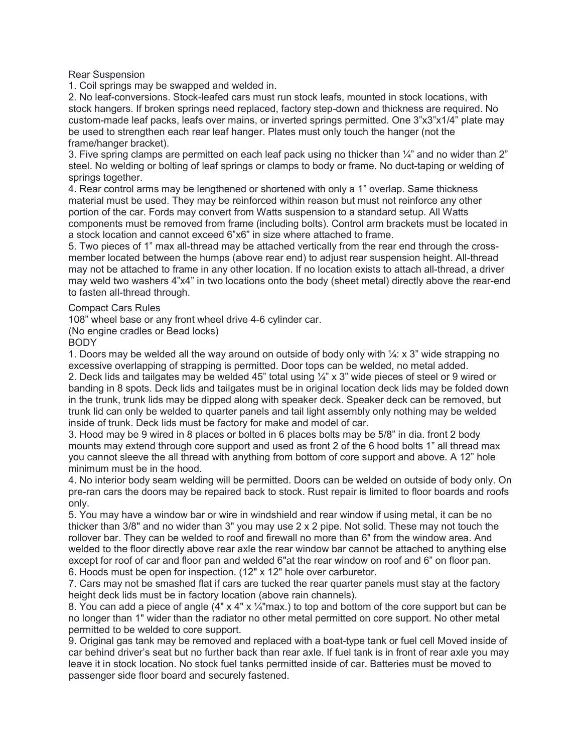## Rear Suspension

1. Coil springs may be swapped and welded in.
2. No leaf-conversions. Stock-leafed cars must run stock leafs, mounted in stock locations, with stock hangers. If broken springs need replaced, factory step-down and thickness are required. No custom-made leaf packs, leafs over mains, or inverted springs permitted. One 3"x3"x1/4" plate may be used to strengthen each rear leaf hanger. Plates must only touch the hanger (not the frame/hanger bracket).
3. Five spring clamps are permitted on each leaf pack using no thicker than ¼" and no wider than 2" steel. No welding or bolting of leaf springs or clamps to body or frame. No duct-taping or welding of springs together.
4. Rear control arms may be lengthened or shortened with only a 1" overlap. Same thickness material must be used. They may be reinforced within reason but must not reinforce any other portion of the car. Fords may convert from Watts suspension to a standard setup. All Watts components must be removed from frame (including bolts). Control arm brackets must be located in a stock location and cannot exceed 6"x6" in size where attached to frame.
5. Two pieces of 1" max all-thread may be attached vertically from the rear end through the cross-member located between the humps (above rear end) to adjust rear suspension height. All-thread may not be attached to frame in any other location. If no location exists to attach all-thread, a driver may weld two washers 4"x4" in two locations onto the body (sheet metal) directly above the rear-end to fasten all-thread through.

## Compact Cars Rules

108" wheel base or any front wheel drive 4-6 cylinder car.

(No engine cradles or Bead locks)

### BODY

1. Doors may be welded all the way around on outside of body only with ¼: x 3" wide strapping no excessive overlapping of strapping is permitted. Door tops can be welded, no metal added.
2. Deck lids and tailgates may be welded 45" total using ¼" x 3" wide pieces of steel or 9 wired or banding in 8 spots. Deck lids and tailgates must be in original location deck lids may be folded down in the trunk, trunk lids may be dipped along with speaker deck. Speaker deck can be removed, but trunk lid can only be welded to quarter panels and tail light assembly only nothing may be welded inside of trunk. Deck lids must be factory for make and model of car.
3. Hood may be 9 wired in 8 places or bolted in 6 places bolts may be 5/8" in dia. front 2 body mounts may extend through core support and used as front 2 of the 6 hood bolts 1" all thread max you cannot sleeve the all thread with anything from bottom of core support and above. A 12" hole minimum must be in the hood.
4. No interior body seam welding will be permitted. Doors can be welded on outside of body only. On pre-ran cars the doors may be repaired back to stock. Rust repair is limited to floor boards and roofs only.
5. You may have a window bar or wire in windshield and rear window if using metal, it can be no thicker than 3/8" and no wider than 3" you may use 2 x 2 pipe. Not solid. These may not touch the rollover bar. They can be welded to roof and firewall no more than 6" from the window area. And welded to the floor directly above rear axle the rear window bar cannot be attached to anything else except for roof of car and floor pan and welded 6"at the rear window on roof and 6" on floor pan.
6. Hoods must be open for inspection. (12" x 12" hole over carburetor.
7. Cars may not be smashed flat if cars are tucked the rear quarter panels must stay at the factory height deck lids must be in factory location (above rain channels).
8. You can add a piece of angle (4" x 4" x ¼"max.) to top and bottom of the core support but can be no longer than 1" wider than the radiator no other metal permitted on core support. No other metal permitted to be welded to core support.
9. Original gas tank may be removed and replaced with a boat-type tank or fuel cell Moved inside of car behind driver's seat but no further back than rear axle. If fuel tank is in front of rear axle you may leave it in stock location. No stock fuel tanks permitted inside of car. Batteries must be moved to passenger side floor board and securely fastened.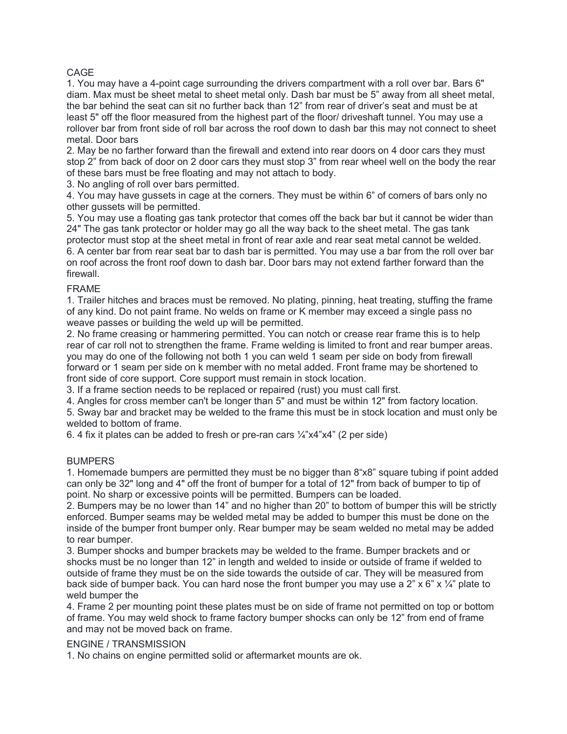## CAGE

1. You may have a 4-point cage surrounding the drivers compartment with a roll over bar. Bars 6" diam. Max must be sheet metal to sheet metal only. Dash bar must be 5" away from all sheet metal, the bar behind the seat can sit no further back than 12" from rear of driver's seat and must be at least 5" off the floor measured from the highest part of the floor/ driveshaft tunnel. You may use a rollover bar from front side of roll bar across the roof down to dash bar this may not connect to sheet metal. Door bars
2. May be no farther forward than the firewall and extend into rear doors on 4 door cars they must stop 2" from back of door on 2 door cars they must stop 3" from rear wheel well on the body the rear of these bars must be free floating and may not attach to body.
3. No angling of roll over bars permitted.
4. You may have gussets in cage at the corners. They must be within 6" of corners of bars only no other gussets will be permitted.
5. You may use a floating gas tank protector that comes off the back bar but it cannot be wider than 24" The gas tank protector or holder may go all the way back to the sheet metal. The gas tank protector must stop at the sheet metal in front of rear axle and rear seat metal cannot be welded.
6. A center bar from rear seat bar to dash bar is permitted. You may use a bar from the roll over bar on roof across the front roof down to dash bar. Door bars may not extend farther forward than the firewall.

## FRAME

1. Trailer hitches and braces must be removed. No plating, pinning, heat treating, stuffing the frame of any kind. Do not paint frame. No welds on frame or K member may exceed a single pass no weave passes or building the weld up will be permitted.
2. No frame creasing or hammering permitted. You can notch or crease rear frame this is to help rear of car roll not to strengthen the frame. Frame welding is limited to front and rear bumper areas. you may do one of the following not both 1 you can weld 1 seam per side on body from firewall forward or 1 seam per side on k member with no metal added. Front frame may be shortened to front side of core support. Core support must remain in stock location.
3. If a frame section needs to be replaced or repaired (rust) you must call first.
4. Angles for cross member can't be longer than 5" and must be within 12" from factory location.
5. Sway bar and bracket may be welded to the frame this must be in stock location and must only be welded to bottom of frame.
6. 4 fix it plates can be added to fresh or pre-ran cars ¼"x4"x4" (2 per side)

## BUMPERS

1. Homemade bumpers are permitted they must be no bigger than 8"x8" square tubing if point added can only be 32" long and 4" off the front of bumper for a total of 12" from back of bumper to tip of point. No sharp or excessive points will be permitted. Bumpers can be loaded.
2. Bumpers may be no lower than 14" and no higher than 20" to bottom of bumper this will be strictly enforced. Bumper seams may be welded metal may be added to bumper this must be done on the inside of the bumper front bumper only. Rear bumper may be seam welded no metal may be added to rear bumper.
3. Bumper shocks and bumper brackets may be welded to the frame. Bumper brackets and or shocks must be no longer than 12" in length and welded to inside or outside of frame if welded to outside of frame they must be on the side towards the outside of car. They will be measured from back side of bumper back. You can hard nose the front bumper you may use a 2" x 6" x ¼" plate to weld bumper the
4. Frame 2 per mounting point these plates must be on side of frame not permitted on top or bottom of frame. You may weld shock to frame factory bumper shocks can only be 12" from end of frame and may not be moved back on frame.

## ENGINE / TRANSMISSION

1. No chains on engine permitted solid or aftermarket mounts are ok.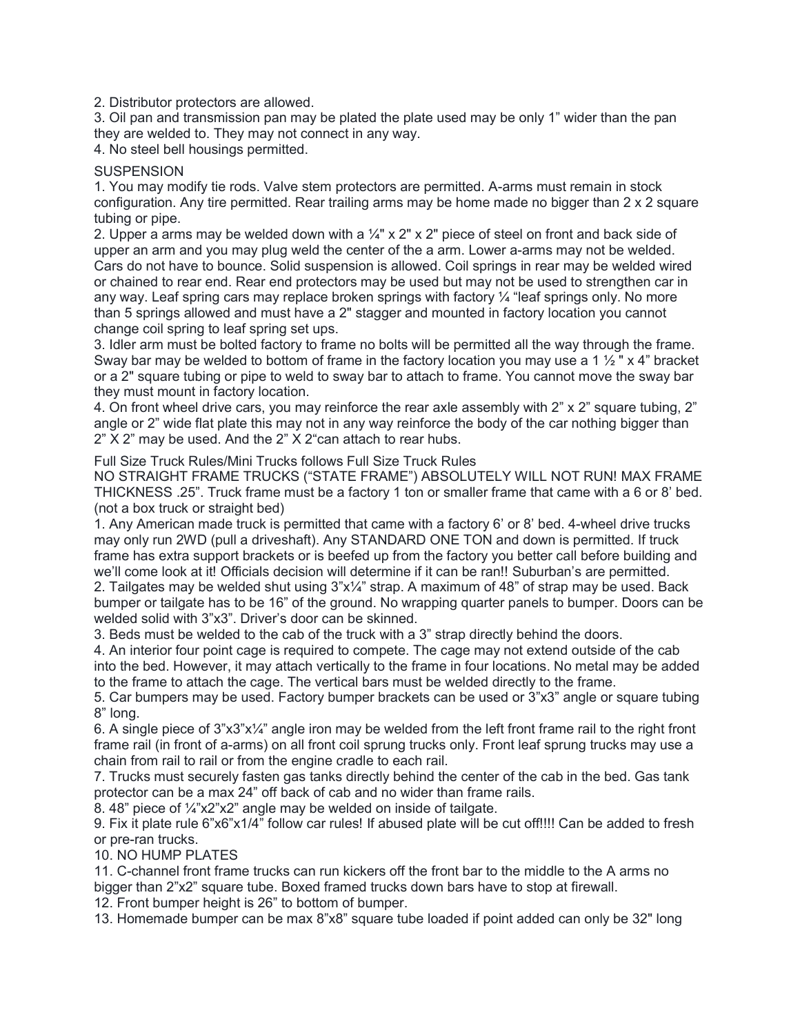2. Distributor protectors are allowed.
3. Oil pan and transmission pan may be plated the plate used may be only 1" wider than the pan they are welded to. They may not connect in any way.
4. No steel bell housings permitted.

SUSPENSION

1. You may modify tie rods. Valve stem protectors are permitted. A-arms must remain in stock configuration. Any tire permitted. Rear trailing arms may be home made no bigger than 2 x 2 square tubing or pipe.
2. Upper a arms may be welded down with a ¼" x 2" x 2" piece of steel on front and back side of upper an arm and you may plug weld the center of the a arm. Lower a-arms may not be welded. Cars do not have to bounce. Solid suspension is allowed. Coil springs in rear may be welded wired or chained to rear end. Rear end protectors may be used but may not be used to strengthen car in any way. Leaf spring cars may replace broken springs with factory ¼ "leaf springs only. No more than 5 springs allowed and must have a 2" stagger and mounted in factory location you cannot change coil spring to leaf spring set ups.
3. Idler arm must be bolted factory to frame no bolts will be permitted all the way through the frame. Sway bar may be welded to bottom of frame in the factory location you may use a 1 ½ " x 4" bracket or a 2" square tubing or pipe to weld to sway bar to attach to frame. You cannot move the sway bar they must mount in factory location.
4. On front wheel drive cars, you may reinforce the rear axle assembly with 2" x 2" square tubing, 2" angle or 2" wide flat plate this may not in any way reinforce the body of the car nothing bigger than 2" X 2" may be used. And the 2" X 2"can attach to rear hubs.

Full Size Truck Rules/Mini Trucks follows Full Size Truck Rules

NO STRAIGHT FRAME TRUCKS ("STATE FRAME") ABSOLUTELY WILL NOT RUN! MAX FRAME THICKNESS .25". Truck frame must be a factory 1 ton or smaller frame that came with a 6 or 8' bed. (not a box truck or straight bed)

1. Any American made truck is permitted that came with a factory 6' or 8' bed. 4-wheel drive trucks may only run 2WD (pull a driveshaft). Any STANDARD ONE TON and down is permitted. If truck frame has extra support brackets or is beefed up from the factory you better call before building and we'll come look at it! Officials decision will determine if it can be ran!! Suburban's are permitted.
2. Tailgates may be welded shut using 3"x¼" strap. A maximum of 48" of strap may be used. Back bumper or tailgate has to be 16" of the ground. No wrapping quarter panels to bumper. Doors can be welded solid with 3"x3". Driver's door can be skinned.
3. Beds must be welded to the cab of the truck with a 3" strap directly behind the doors.
4. An interior four point cage is required to compete. The cage may not extend outside of the cab into the bed. However, it may attach vertically to the frame in four locations. No metal may be added to the frame to attach the cage. The vertical bars must be welded directly to the frame.
5. Car bumpers may be used. Factory bumper brackets can be used or 3"x3" angle or square tubing 8" long.
6. A single piece of 3"x3"x¼" angle iron may be welded from the left front frame rail to the right front frame rail (in front of a-arms) on all front coil sprung trucks only. Front leaf sprung trucks may use a chain from rail to rail or from the engine cradle to each rail.
7. Trucks must securely fasten gas tanks directly behind the center of the cab in the bed. Gas tank protector can be a max 24" off back of cab and no wider than frame rails.
8. 48" piece of ¼"x2"x2" angle may be welded on inside of tailgate.
9. Fix it plate rule 6"x6"x1/4" follow car rules! If abused plate will be cut off!!!! Can be added to fresh or pre-ran trucks.
10. NO HUMP PLATES
11. C-channel front frame trucks can run kickers off the front bar to the middle to the A arms no bigger than 2"x2" square tube. Boxed framed trucks down bars have to stop at firewall.
12. Front bumper height is 26" to bottom of bumper.
13. Homemade bumper can be max 8"x8" square tube loaded if point added can only be 32" long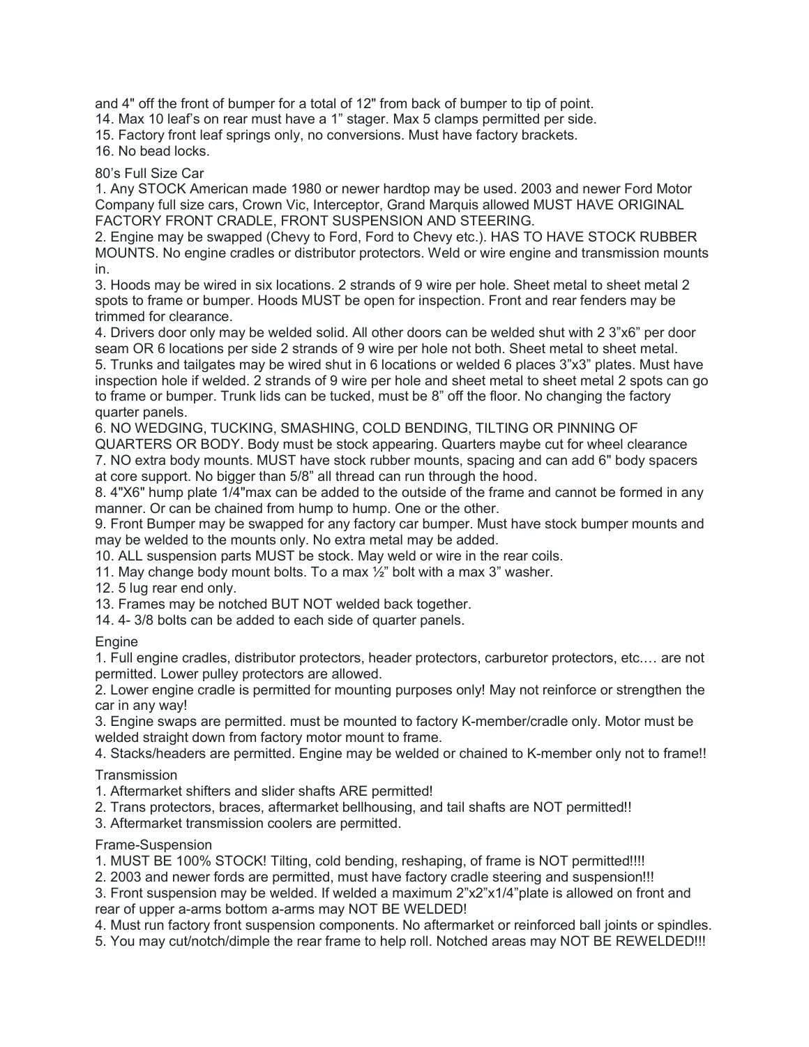and 4" off the front of bumper for a total of 12" from back of bumper to tip of point.

14. Max 10 leaf's on rear must have a 1" stager. Max 5 clamps permitted per side.
15. Factory front leaf springs only, no conversions. Must have factory brackets.
16. No bead locks.

## 80's Full Size Car

1. Any STOCK American made 1980 or newer hardtop may be used. 2003 and newer Ford Motor Company full size cars, Crown Vic, Interceptor, Grand Marquis allowed MUST HAVE ORIGINAL FACTORY FRONT CRADLE, FRONT SUSPENSION AND STEERING.
2. Engine may be swapped (Chevy to Ford, Ford to Chevy etc.). HAS TO HAVE STOCK RUBBER MOUNTS. No engine cradles or distributor protectors. Weld or wire engine and transmission mounts in.
3. Hoods may be wired in six locations. 2 strands of 9 wire per hole. Sheet metal to sheet metal 2 spots to frame or bumper. Hoods MUST be open for inspection. Front and rear fenders may be trimmed for clearance.
4. Drivers door only may be welded solid. All other doors can be welded shut with 2 3"x6" per door seam OR 6 locations per side 2 strands of 9 wire per hole not both. Sheet metal to sheet metal.
5. Trunks and tailgates may be wired shut in 6 locations or welded 6 places 3"x3" plates. Must have inspection hole if welded. 2 strands of 9 wire per hole and sheet metal to sheet metal 2 spots can go to frame or bumper. Trunk lids can be tucked, must be 8" off the floor. No changing the factory quarter panels.
6. NO WEDGING, TUCKING, SMASHING, COLD BENDING, TILTING OR PINNING OF QUARTERS OR BODY. Body must be stock appearing. Quarters maybe cut for wheel clearance
7. NO extra body mounts. MUST have stock rubber mounts, spacing and can add 6" body spacers at core support. No bigger than 5/8" all thread can run through the hood.
8. 4"X6" hump plate 1/4"max can be added to the outside of the frame and cannot be formed in any manner. Or can be chained from hump to hump. One or the other.
9. Front Bumper may be swapped for any factory car bumper. Must have stock bumper mounts and may be welded to the mounts only. No extra metal may be added.
10. ALL suspension parts MUST be stock. May weld or wire in the rear coils.
11. May change body mount bolts. To a max ½" bolt with a max 3" washer.
12. 5 lug rear end only.
13. Frames may be notched BUT NOT welded back together.
14. 4- 3/8 bolts can be added to each side of quarter panels.

### Engine

1. Full engine cradles, distributor protectors, header protectors, carburetor protectors, etc.… are not permitted. Lower pulley protectors are allowed.
2. Lower engine cradle is permitted for mounting purposes only! May not reinforce or strengthen the car in any way!
3. Engine swaps are permitted. must be mounted to factory K-member/cradle only. Motor must be welded straight down from factory motor mount to frame.
4. Stacks/headers are permitted. Engine may be welded or chained to K-member only not to frame!!

### Transmission

1. Aftermarket shifters and slider shafts ARE permitted!
2. Trans protectors, braces, aftermarket bellhousing, and tail shafts are NOT permitted!!
3. Aftermarket transmission coolers are permitted.

### Frame-Suspension

1. MUST BE 100% STOCK! Tilting, cold bending, reshaping, of frame is NOT permitted!!!!
2. 2003 and newer fords are permitted, must have factory cradle steering and suspension!!!
3. Front suspension may be welded. If welded a maximum 2"x2"x1/4"plate is allowed on front and rear of upper a-arms bottom a-arms may NOT BE WELDED!
4. Must run factory front suspension components. No aftermarket or reinforced ball joints or spindles.
5. You may cut/notch/dimple the rear frame to help roll. Notched areas may NOT BE REWELDED!!!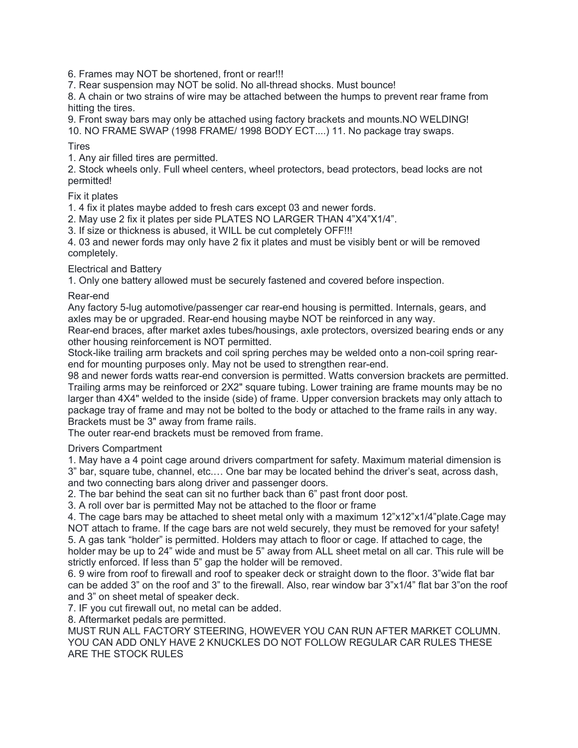6. Frames may NOT be shortened, front or rear!!!
7. Rear suspension may NOT be solid. No all-thread shocks. Must bounce!
8. A chain or two strains of wire may be attached between the humps to prevent rear frame from hitting the tires.
9. Front sway bars may only be attached using factory brackets and mounts.NO WELDING!
10. NO FRAME SWAP (1998 FRAME/ 1998 BODY ECT....) 11. No package tray swaps.

Tires

1. Any air filled tires are permitted.
2. Stock wheels only. Full wheel centers, wheel protectors, bead protectors, bead locks are not permitted!

Fix it plates

1. 4 fix it plates maybe added to fresh cars except 03 and newer fords.
2. May use 2 fix it plates per side PLATES NO LARGER THAN 4”X4”X1/4”.
3. If size or thickness is abused, it WILL be cut completely OFF!!!
4. 03 and newer fords may only have 2 fix it plates and must be visibly bent or will be removed completely.

Electrical and Battery

1. Only one battery allowed must be securely fastened and covered before inspection.

Rear-end

Any factory 5-lug automotive/passenger car rear-end housing is permitted. Internals, gears, and axles may be or upgraded. Rear-end housing maybe NOT be reinforced in any way.

Rear-end braces, after market axles tubes/housings, axle protectors, oversized bearing ends or any other housing reinforcement is NOT permitted.

Stock-like trailing arm brackets and coil spring perches may be welded onto a non-coil spring rear-end for mounting purposes only. May not be used to strengthen rear-end.

98 and newer fords watts rear-end conversion is permitted. Watts conversion brackets are permitted. Trailing arms may be reinforced or 2X2" square tubing. Lower training are frame mounts may be no larger than 4X4" welded to the inside (side) of frame. Upper conversion brackets may only attach to package tray of frame and may not be bolted to the body or attached to the frame rails in any way. Brackets must be 3" away from frame rails.

The outer rear-end brackets must be removed from frame.

Drivers Compartment

1. May have a 4 point cage around drivers compartment for safety. Maximum material dimension is 3” bar, square tube, channel, etc.… One bar may be located behind the driver’s seat, across dash, and two connecting bars along driver and passenger doors.
2. The bar behind the seat can sit no further back than 6” past front door post.
3. A roll over bar is permitted May not be attached to the floor or frame
4. The cage bars may be attached to sheet metal only with a maximum 12”x12”x1/4”plate.Cage may NOT attach to frame. If the cage bars are not weld securely, they must be removed for your safety!
5. A gas tank “holder” is permitted. Holders may attach to floor or cage. If attached to cage, the holder may be up to 24” wide and must be 5” away from ALL sheet metal on all car. This rule will be strictly enforced. If less than 5” gap the holder will be removed.
6. 9 wire from roof to firewall and roof to speaker deck or straight down to the floor. 3”wide flat bar can be added 3” on the roof and 3” to the firewall. Also, rear window bar 3”x1/4” flat bar 3”on the roof and 3” on sheet metal of speaker deck.
7. IF you cut firewall out, no metal can be added.
8. Aftermarket pedals are permitted.

MUST RUN ALL FACTORY STEERING, HOWEVER YOU CAN RUN AFTER MARKET COLUMN. YOU CAN ADD ONLY HAVE 2 KNUCKLES DO NOT FOLLOW REGULAR CAR RULES THESE ARE THE STOCK RULES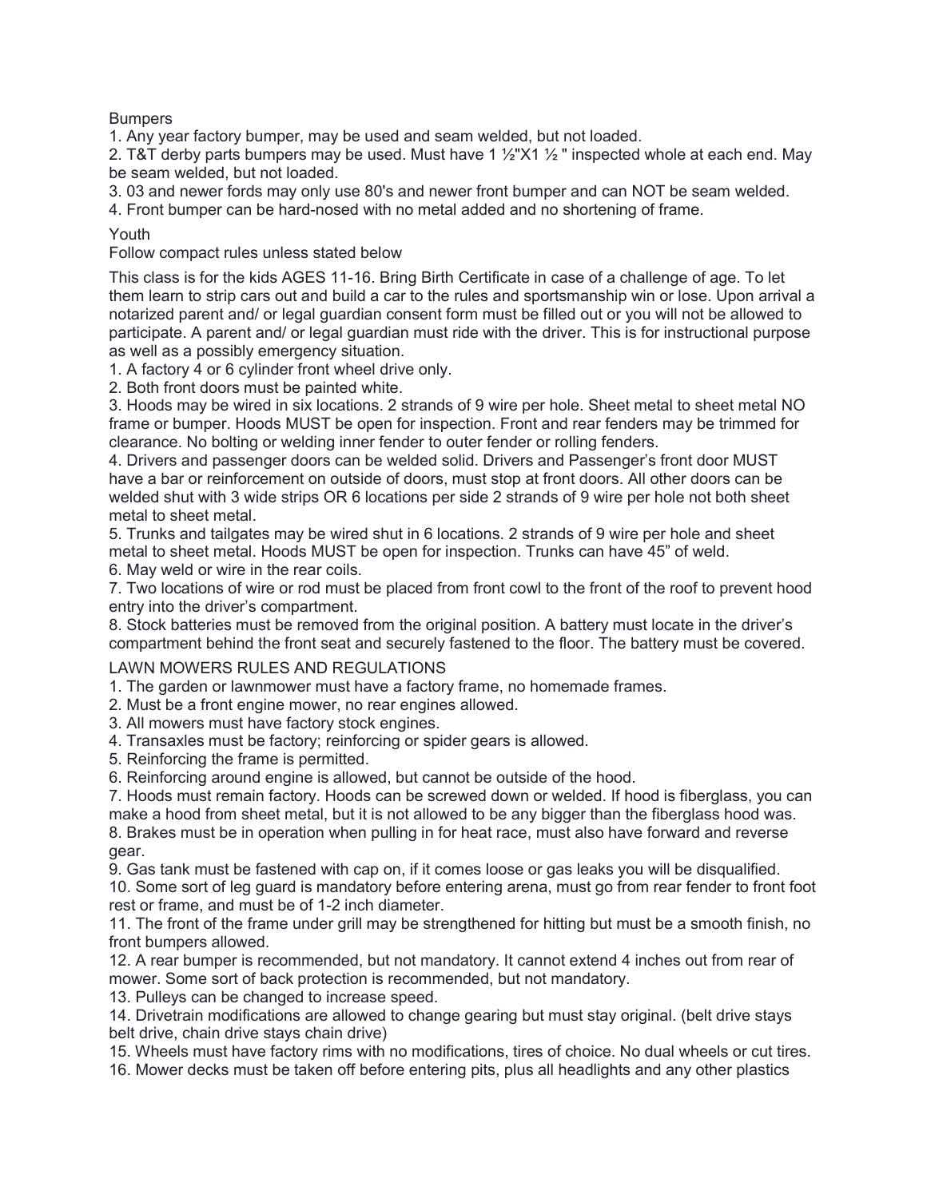## Bumpers

1. Any year factory bumper, may be used and seam welded, but not loaded.
2. T&T derby parts bumpers may be used. Must have 1 ½"X1 ½ " inspected whole at each end. May be seam welded, but not loaded.
3. 03 and newer fords may only use 80's and newer front bumper and can NOT be seam welded.
4. Front bumper can be hard-nosed with no metal added and no shortening of frame.

## Youth

Follow compact rules unless stated below

This class is for the kids AGES 11-16. Bring Birth Certificate in case of a challenge of age. To let them learn to strip cars out and build a car to the rules and sportsmanship win or lose. Upon arrival a notarized parent and/ or legal guardian consent form must be filled out or you will not be allowed to participate. A parent and/ or legal guardian must ride with the driver. This is for instructional purpose as well as a possibly emergency situation.

1. A factory 4 or 6 cylinder front wheel drive only.
2. Both front doors must be painted white.
3. Hoods may be wired in six locations. 2 strands of 9 wire per hole. Sheet metal to sheet metal NO frame or bumper. Hoods MUST be open for inspection. Front and rear fenders may be trimmed for clearance. No bolting or welding inner fender to outer fender or rolling fenders.
4. Drivers and passenger doors can be welded solid. Drivers and Passenger's front door MUST have a bar or reinforcement on outside of doors, must stop at front doors. All other doors can be welded shut with 3 wide strips OR 6 locations per side 2 strands of 9 wire per hole not both sheet metal to sheet metal.
5. Trunks and tailgates may be wired shut in 6 locations. 2 strands of 9 wire per hole and sheet metal to sheet metal. Hoods MUST be open for inspection. Trunks can have 45" of weld.
6. May weld or wire in the rear coils.
7. Two locations of wire or rod must be placed from front cowl to the front of the roof to prevent hood entry into the driver's compartment.
8. Stock batteries must be removed from the original position. A battery must locate in the driver's compartment behind the front seat and securely fastened to the floor. The battery must be covered.

## LAWN MOWERS RULES AND REGULATIONS

1. The garden or lawnmower must have a factory frame, no homemade frames.
2. Must be a front engine mower, no rear engines allowed.
3. All mowers must have factory stock engines.
4. Transaxles must be factory; reinforcing or spider gears is allowed.
5. Reinforcing the frame is permitted.
6. Reinforcing around engine is allowed, but cannot be outside of the hood.
7. Hoods must remain factory. Hoods can be screwed down or welded. If hood is fiberglass, you can make a hood from sheet metal, but it is not allowed to be any bigger than the fiberglass hood was.
8. Brakes must be in operation when pulling in for heat race, must also have forward and reverse gear.
9. Gas tank must be fastened with cap on, if it comes loose or gas leaks you will be disqualified.
10. Some sort of leg guard is mandatory before entering arena, must go from rear fender to front foot rest or frame, and must be of 1-2 inch diameter.
11. The front of the frame under grill may be strengthened for hitting but must be a smooth finish, no front bumpers allowed.
12. A rear bumper is recommended, but not mandatory. It cannot extend 4 inches out from rear of mower. Some sort of back protection is recommended, but not mandatory.
13. Pulleys can be changed to increase speed.
14. Drivetrain modifications are allowed to change gearing but must stay original. (belt drive stays belt drive, chain drive stays chain drive)
15. Wheels must have factory rims with no modifications, tires of choice. No dual wheels or cut tires.
16. Mower decks must be taken off before entering pits, plus all headlights and any other plastics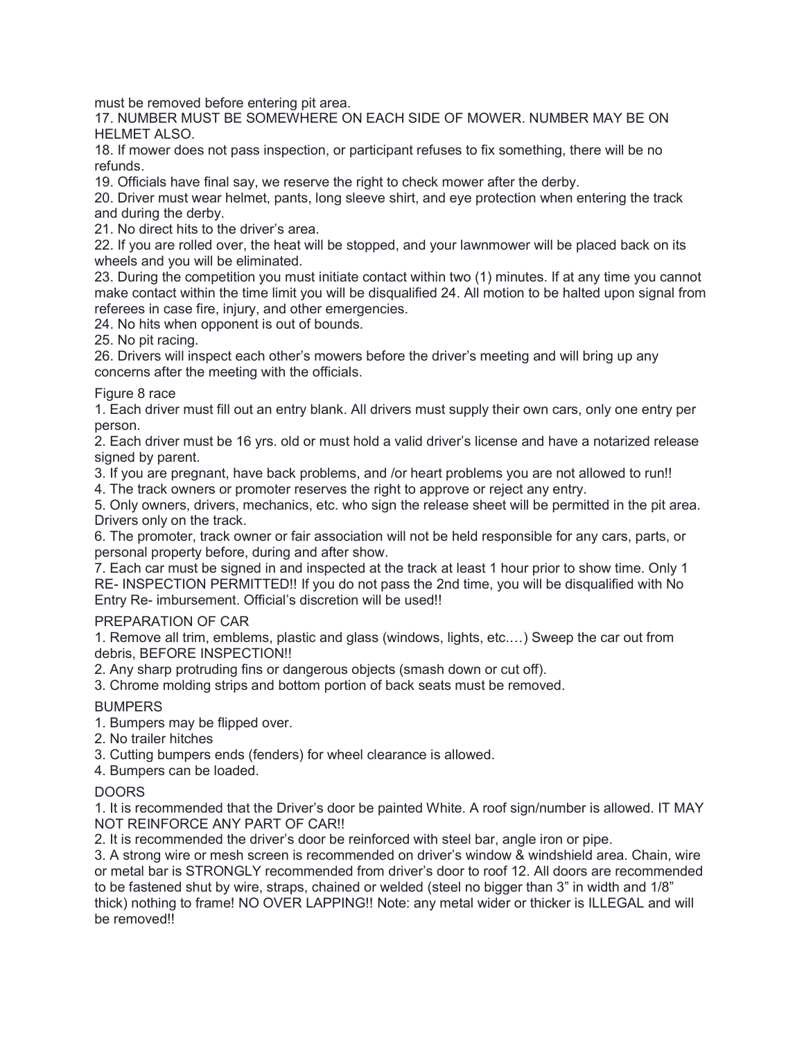must be removed before entering pit area.

17. NUMBER MUST BE SOMEWHERE ON EACH SIDE OF MOWER. NUMBER MAY BE ON HELMET ALSO.

18. If mower does not pass inspection, or participant refuses to fix something, there will be no refunds.

19. Officials have final say, we reserve the right to check mower after the derby.

20. Driver must wear helmet, pants, long sleeve shirt, and eye protection when entering the track and during the derby.

21. No direct hits to the driver's area.

22. If you are rolled over, the heat will be stopped, and your lawnmower will be placed back on its wheels and you will be eliminated.

23. During the competition you must initiate contact within two (1) minutes. If at any time you cannot make contact within the time limit you will be disqualified 24. All motion to be halted upon signal from referees in case fire, injury, and other emergencies.

24. No hits when opponent is out of bounds.

25. No pit racing.

26. Drivers will inspect each other's mowers before the driver's meeting and will bring up any concerns after the meeting with the officials.

Figure 8 race

1. Each driver must fill out an entry blank. All drivers must supply their own cars, only one entry per person.
2. Each driver must be 16 yrs. old or must hold a valid driver's license and have a notarized release signed by parent.
3. If you are pregnant, have back problems, and /or heart problems you are not allowed to run!!
4. The track owners or promoter reserves the right to approve or reject any entry.
5. Only owners, drivers, mechanics, etc. who sign the release sheet will be permitted in the pit area. Drivers only on the track.
6. The promoter, track owner or fair association will not be held responsible for any cars, parts, or personal property before, during and after show.
7. Each car must be signed in and inspected at the track at least 1 hour prior to show time. Only 1 RE- INSPECTION PERMITTED!! If you do not pass the 2nd time, you will be disqualified with No Entry Re- imbursement. Official's discretion will be used!!

PREPARATION OF CAR

1. Remove all trim, emblems, plastic and glass (windows, lights, etc.…) Sweep the car out from debris, BEFORE INSPECTION!!
2. Any sharp protruding fins or dangerous objects (smash down or cut off).
3. Chrome molding strips and bottom portion of back seats must be removed.

BUMPERS

1. Bumpers may be flipped over.
2. No trailer hitches
3. Cutting bumpers ends (fenders) for wheel clearance is allowed.
4. Bumpers can be loaded.

DOORS

1. It is recommended that the Driver's door be painted White. A roof sign/number is allowed. IT MAY NOT REINFORCE ANY PART OF CAR!!
2. It is recommended the driver's door be reinforced with steel bar, angle iron or pipe.
3. A strong wire or mesh screen is recommended on driver's window & windshield area. Chain, wire or metal bar is STRONGLY recommended from driver's door to roof 12. All doors are recommended to be fastened shut by wire, straps, chained or welded (steel no bigger than 3" in width and 1/8" thick) nothing to frame! NO OVER LAPPING!! Note: any metal wider or thicker is ILLEGAL and will be removed!!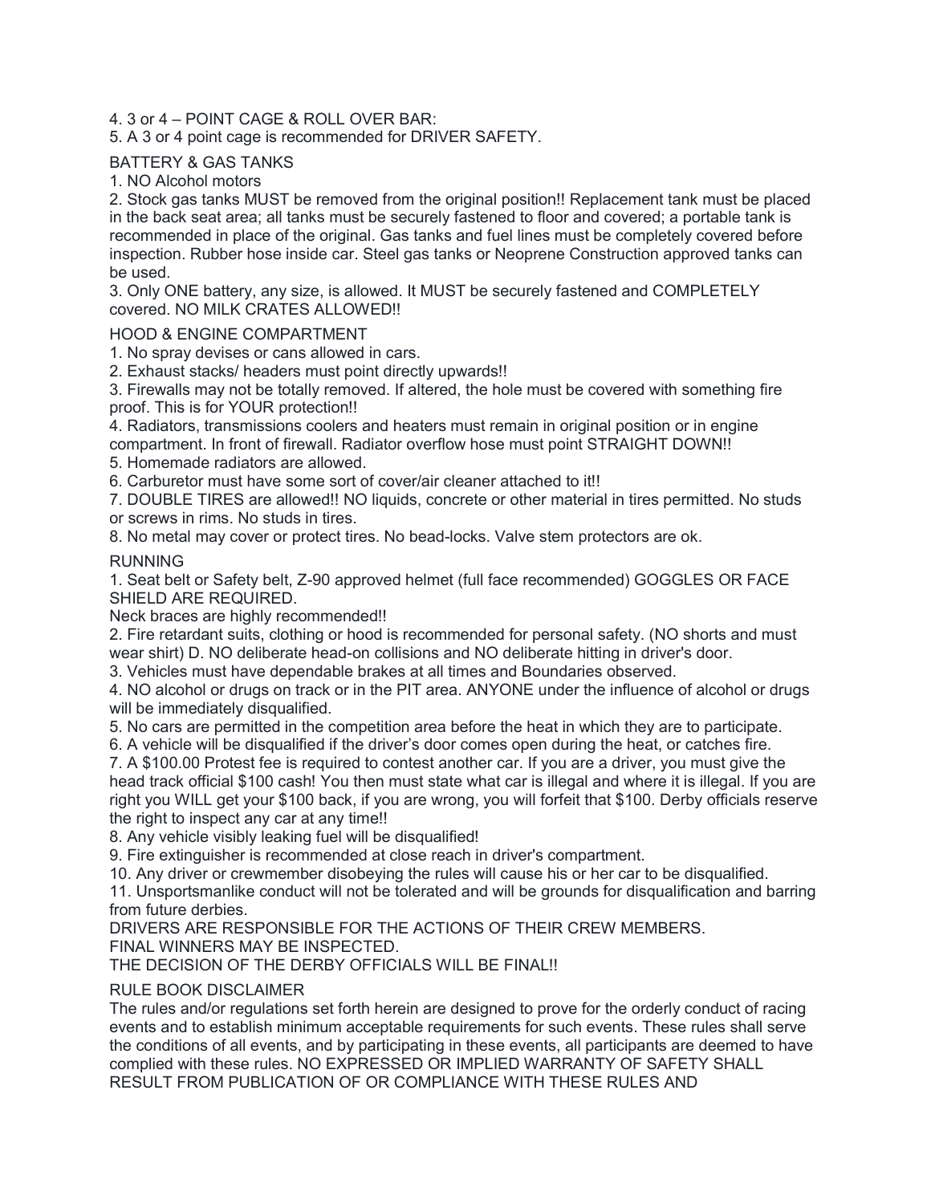4. 3 or 4 – POINT CAGE & ROLL OVER BAR:

5. A 3 or 4 point cage is recommended for DRIVER SAFETY.

## BATTERY & GAS TANKS

1. NO Alcohol motors
2. Stock gas tanks MUST be removed from the original position!! Replacement tank must be placed in the back seat area; all tanks must be securely fastened to floor and covered; a portable tank is recommended in place of the original. Gas tanks and fuel lines must be completely covered before inspection. Rubber hose inside car. Steel gas tanks or Neoprene Construction approved tanks can be used.
3. Only ONE battery, any size, is allowed. It MUST be securely fastened and COMPLETELY covered. NO MILK CRATES ALLOWED!!

## HOOD & ENGINE COMPARTMENT

1. No spray devises or cans allowed in cars.
2. Exhaust stacks/ headers must point directly upwards!!
3. Firewalls may not be totally removed. If altered, the hole must be covered with something fire proof. This is for YOUR protection!!
4. Radiators, transmissions coolers and heaters must remain in original position or in engine compartment. In front of firewall. Radiator overflow hose must point STRAIGHT DOWN!!
5. Homemade radiators are allowed.
6. Carburetor must have some sort of cover/air cleaner attached to it!!
7. DOUBLE TIRES are allowed!! NO liquids, concrete or other material in tires permitted. No studs or screws in rims. No studs in tires.
8. No metal may cover or protect tires. No bead-locks. Valve stem protectors are ok.

## RUNNING

1. Seat belt or Safety belt, Z-90 approved helmet (full face recommended) GOGGLES OR FACE SHIELD ARE REQUIRED.
   Neck braces are highly recommended!!
2. Fire retardant suits, clothing or hood is recommended for personal safety. (NO shorts and must wear shirt) D. NO deliberate head-on collisions and NO deliberate hitting in driver's door.
3. Vehicles must have dependable brakes at all times and Boundaries observed.
4. NO alcohol or drugs on track or in the PIT area. ANYONE under the influence of alcohol or drugs will be immediately disqualified.
5. No cars are permitted in the competition area before the heat in which they are to participate.
6. A vehicle will be disqualified if the driver's door comes open during the heat, or catches fire.
7. A $100.00 Protest fee is required to contest another car. If you are a driver, you must give the head track official $100 cash! You then must state what car is illegal and where it is illegal. If you are right you WILL get your $100 back, if you are wrong, you will forfeit that $100. Derby officials reserve the right to inspect any car at any time!!
8. Any vehicle visibly leaking fuel will be disqualified!
9. Fire extinguisher is recommended at close reach in driver's compartment.
10. Any driver or crewmember disobeying the rules will cause his or her car to be disqualified.
11. Unsportsmanlike conduct will not be tolerated and will be grounds for disqualification and barring from future derbies.

DRIVERS ARE RESPONSIBLE FOR THE ACTIONS OF THEIR CREW MEMBERS.

FINAL WINNERS MAY BE INSPECTED.

THE DECISION OF THE DERBY OFFICIALS WILL BE FINAL!!

## RULE BOOK DISCLAIMER

The rules and/or regulations set forth herein are designed to prove for the orderly conduct of racing events and to establish minimum acceptable requirements for such events. These rules shall serve the conditions of all events, and by participating in these events, all participants are deemed to have complied with these rules. NO EXPRESSED OR IMPLIED WARRANTY OF SAFETY SHALL RESULT FROM PUBLICATION OF OR COMPLIANCE WITH THESE RULES AND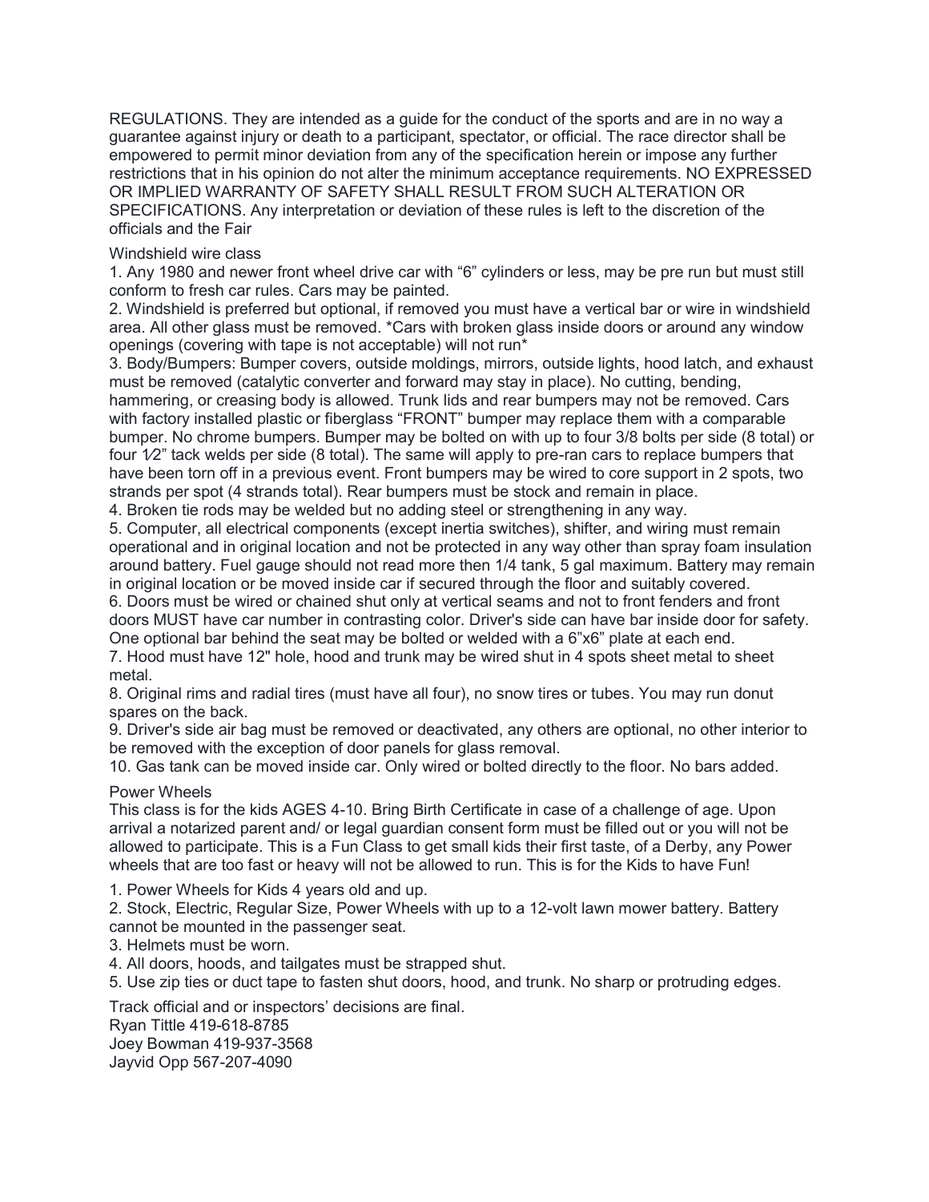REGULATIONS. They are intended as a guide for the conduct of the sports and are in no way a guarantee against injury or death to a participant, spectator, or official. The race director shall be empowered to permit minor deviation from any of the specification herein or impose any further restrictions that in his opinion do not alter the minimum acceptance requirements. NO EXPRESSED OR IMPLIED WARRANTY OF SAFETY SHALL RESULT FROM SUCH ALTERATION OR SPECIFICATIONS. Any interpretation or deviation of these rules is left to the discretion of the officials and the Fair

Windshield wire class

1. Any 1980 and newer front wheel drive car with "6" cylinders or less, may be pre run but must still conform to fresh car rules. Cars may be painted.
2. Windshield is preferred but optional, if removed you must have a vertical bar or wire in windshield area. All other glass must be removed. *Cars with broken glass inside doors or around any window openings (covering with tape is not acceptable) will not run*
3. Body/Bumpers: Bumper covers, outside moldings, mirrors, outside lights, hood latch, and exhaust must be removed (catalytic converter and forward may stay in place). No cutting, bending, hammering, or creasing body is allowed. Trunk lids and rear bumpers may not be removed. Cars with factory installed plastic or fiberglass "FRONT" bumper may replace them with a comparable bumper. No chrome bumpers. Bumper may be bolted on with up to four 3/8 bolts per side (8 total) or four 1⁄2" tack welds per side (8 total). The same will apply to pre-ran cars to replace bumpers that have been torn off in a previous event. Front bumpers may be wired to core support in 2 spots, two strands per spot (4 strands total). Rear bumpers must be stock and remain in place.
4. Broken tie rods may be welded but no adding steel or strengthening in any way.
5. Computer, all electrical components (except inertia switches), shifter, and wiring must remain operational and in original location and not be protected in any way other than spray foam insulation around battery. Fuel gauge should not read more then 1/4 tank, 5 gal maximum. Battery may remain in original location or be moved inside car if secured through the floor and suitably covered.
6. Doors must be wired or chained shut only at vertical seams and not to front fenders and front doors MUST have car number in contrasting color. Driver's side can have bar inside door for safety. One optional bar behind the seat may be bolted or welded with a 6"x6" plate at each end.
7. Hood must have 12" hole, hood and trunk may be wired shut in 4 spots sheet metal to sheet metal.
8. Original rims and radial tires (must have all four), no snow tires or tubes. You may run donut spares on the back.
9. Driver's side air bag must be removed or deactivated, any others are optional, no other interior to be removed with the exception of door panels for glass removal.
10. Gas tank can be moved inside car. Only wired or bolted directly to the floor. No bars added.

Power Wheels

This class is for the kids AGES 4-10. Bring Birth Certificate in case of a challenge of age. Upon arrival a notarized parent and/ or legal guardian consent form must be filled out or you will not be allowed to participate. This is a Fun Class to get small kids their first taste, of a Derby, any Power wheels that are too fast or heavy will not be allowed to run. This is for the Kids to have Fun!

1. Power Wheels for Kids 4 years old and up.
2. Stock, Electric, Regular Size, Power Wheels with up to a 12-volt lawn mower battery. Battery cannot be mounted in the passenger seat.
3. Helmets must be worn.
4. All doors, hoods, and tailgates must be strapped shut.
5. Use zip ties or duct tape to fasten shut doors, hood, and trunk. No sharp or protruding edges.

Track official and or inspectors' decisions are final.
Ryan Tittle 419-618-8785
Joey Bowman 419-937-3568
Jayvid Opp 567-207-4090